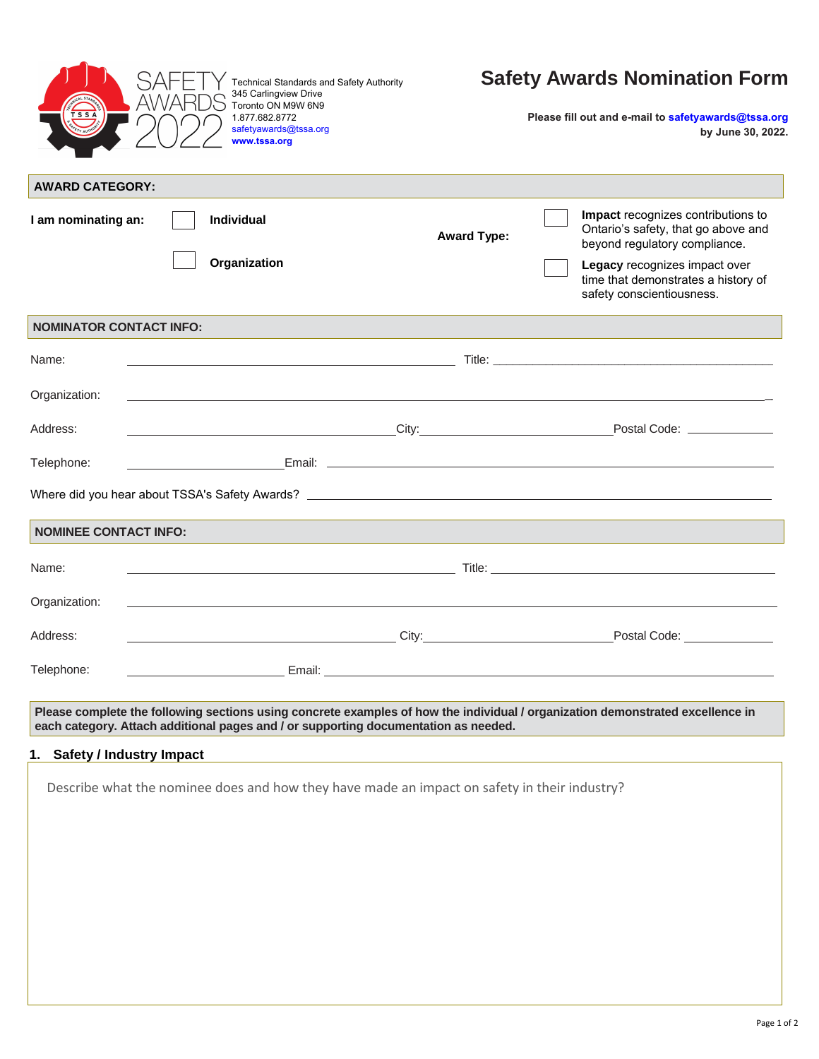SAFETY AWARDS 2022

Technical Standards and Safety Authority
345 Carlingview Drive
Toronto ON M9W 6N9
1.877.682.8772
safetyawards@tssa.org
**www.tssa.org**

# Safety Awards Nomination Form

**Please fill out and e-mail to safetyawards@tssa.org by June 30, 2022.**

## AWARD CATEGORY:

**I am nominating an:**

- ☐ **Individual**
- ☐ **Organization**

**Award Type:**

- ☐ **Impact** recognizes contributions to Ontario's safety, that go above and beyond regulatory compliance.
- ☐ **Legacy** recognizes impact over time that demonstrates a history of safety conscientiousness.

## NOMINATOR CONTACT INFO:

Name: ______________________ Title: ______________________

Organization: ______________________

Address: ______________________ City: ______________________ Postal Code: ____________

Telephone: ______________________ Email: ______________________

Where did you hear about TSSA's Safety Awards? ______________________

## NOMINEE CONTACT INFO:

Name: ______________________ Title: ______________________

Organization: ______________________

Address: ______________________ City: ______________________ Postal Code: ____________

Telephone: ______________________ Email: ______________________

**Please complete the following sections using concrete examples of how the individual / organization demonstrated excellence in each category. Attach additional pages and / or supporting documentation as needed.**

### 1. Safety / Industry Impact

Describe what the nominee does and how they have made an impact on safety in their industry?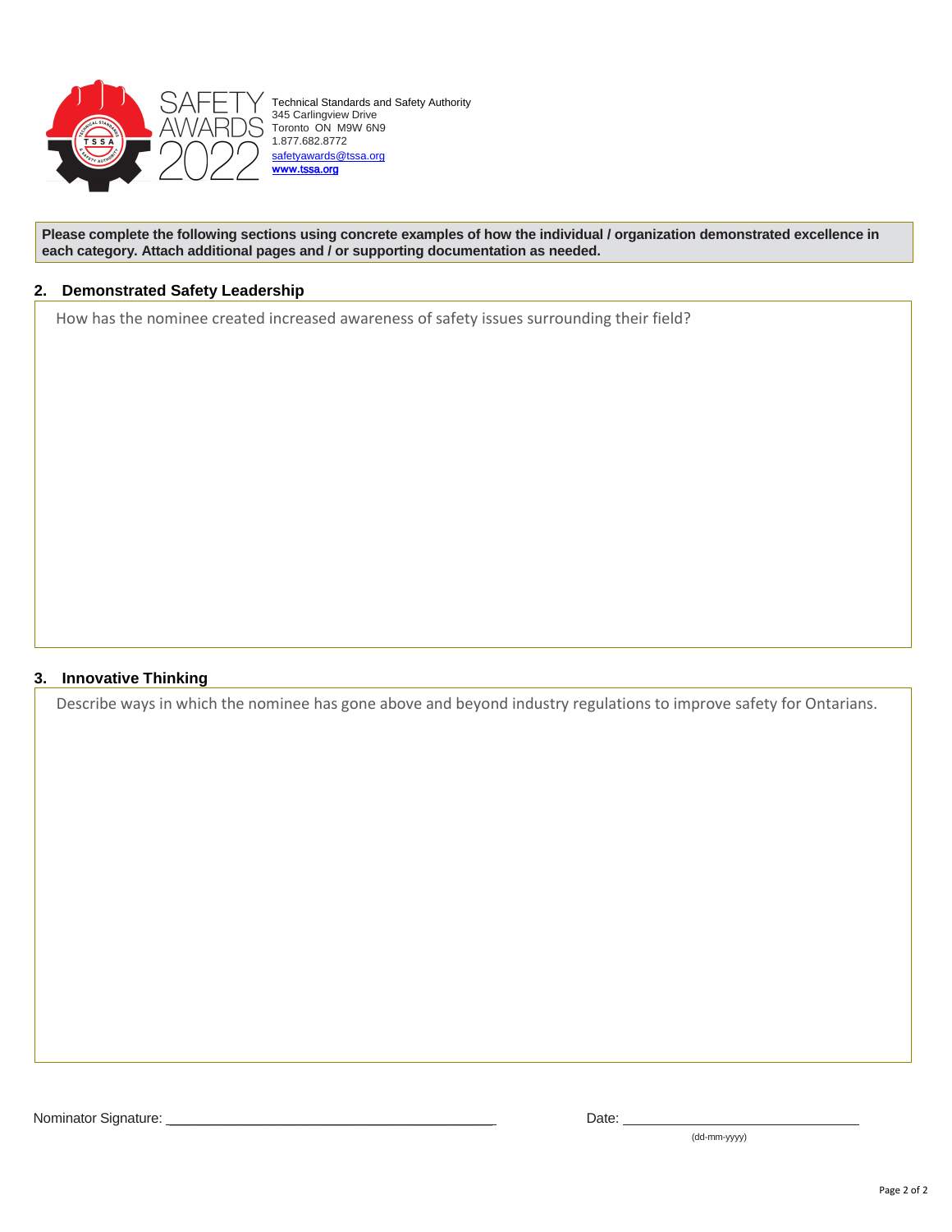SAFETY AWARDS 2022

Technical Standards and Safety Authority
345 Carlingview Drive
Toronto ON M9W 6N9
1.877.682.8772
safetyawards@tssa.org
www.tssa.org

**Please complete the following sections using concrete examples of how the individual / organization demonstrated excellence in each category. Attach additional pages and / or supporting documentation as needed.**

## 2. Demonstrated Safety Leadership

How has the nominee created increased awareness of safety issues surrounding their field?

## 3. Innovative Thinking

Describe ways in which the nominee has gone above and beyond industry regulations to improve safety for Ontarians.

Nominator Signature: ______________________________

Date: ______________________
(dd-mm-yyyy)